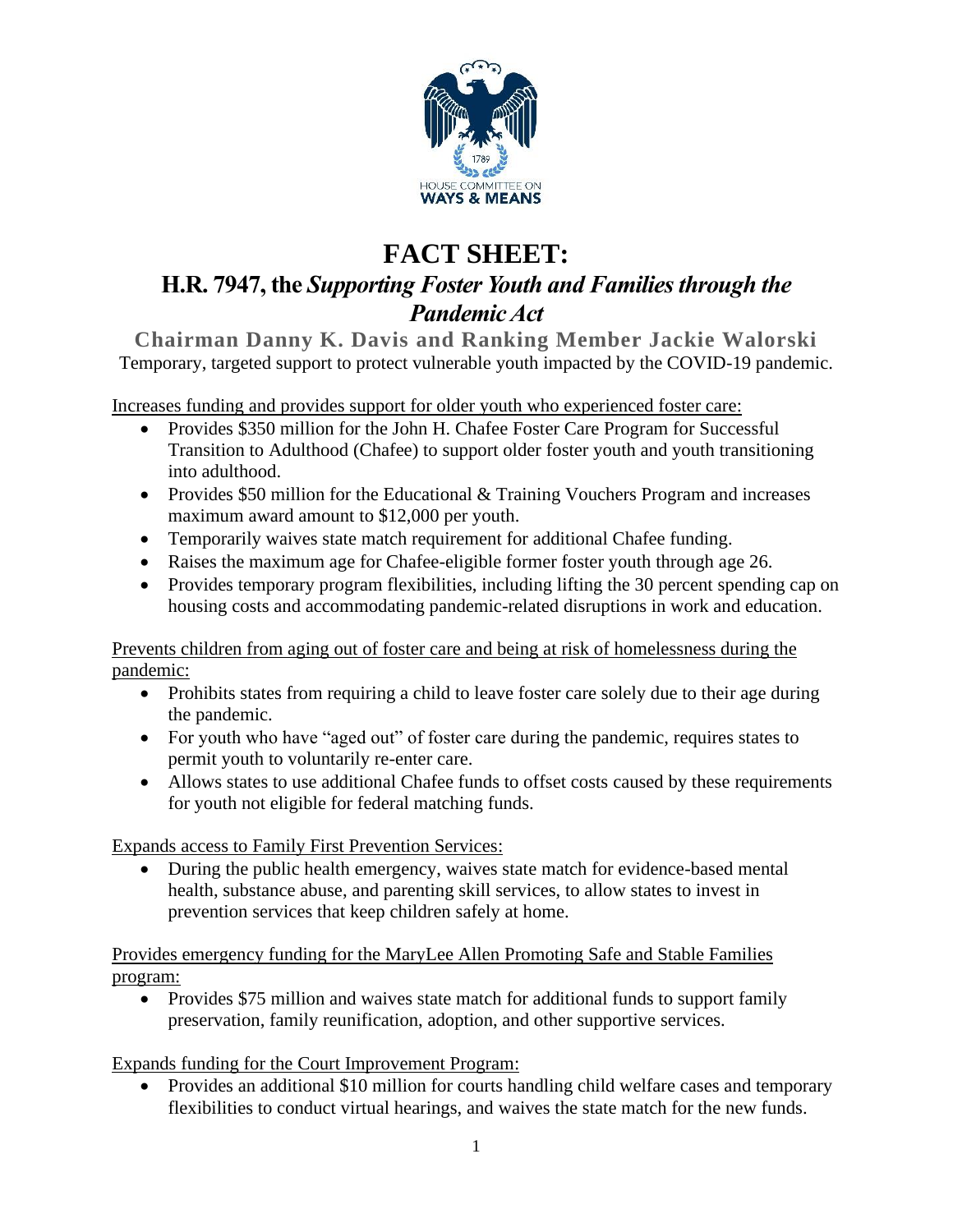# FACT SHEET:

## H.R. 7947, the *Supporting Foster Youth and Families through the Pandemic Act*

**Chairman Danny K. Davis and Ranking Member Jackie Walorski**

Temporary, targeted support to protect vulnerable youth impacted by the COVID-19 pandemic.

Increases funding and provides support for older youth who experienced foster care:

- Provides $350 million for the John H. Chafee Foster Care Program for Successful Transition to Adulthood (Chafee) to support older foster youth and youth transitioning into adulthood.
- Provides $50 million for the Educational & Training Vouchers Program and increases maximum award amount to $12,000 per youth.
- Temporarily waives state match requirement for additional Chafee funding.
- Raises the maximum age for Chafee-eligible former foster youth through age 26.
- Provides temporary program flexibilities, including lifting the 30 percent spending cap on housing costs and accommodating pandemic-related disruptions in work and education.

Prevents children from aging out of foster care and being at risk of homelessness during the pandemic:

- Prohibits states from requiring a child to leave foster care solely due to their age during the pandemic.
- For youth who have "aged out" of foster care during the pandemic, requires states to permit youth to voluntarily re-enter care.
- Allows states to use additional Chafee funds to offset costs caused by these requirements for youth not eligible for federal matching funds.

Expands access to Family First Prevention Services:

- During the public health emergency, waives state match for evidence-based mental health, substance abuse, and parenting skill services, to allow states to invest in prevention services that keep children safely at home.

Provides emergency funding for the MaryLee Allen Promoting Safe and Stable Families program:

- Provides $75 million and waives state match for additional funds to support family preservation, family reunification, adoption, and other supportive services.

Expands funding for the Court Improvement Program:

- Provides an additional $10 million for courts handling child welfare cases and temporary flexibilities to conduct virtual hearings, and waives the state match for the new funds.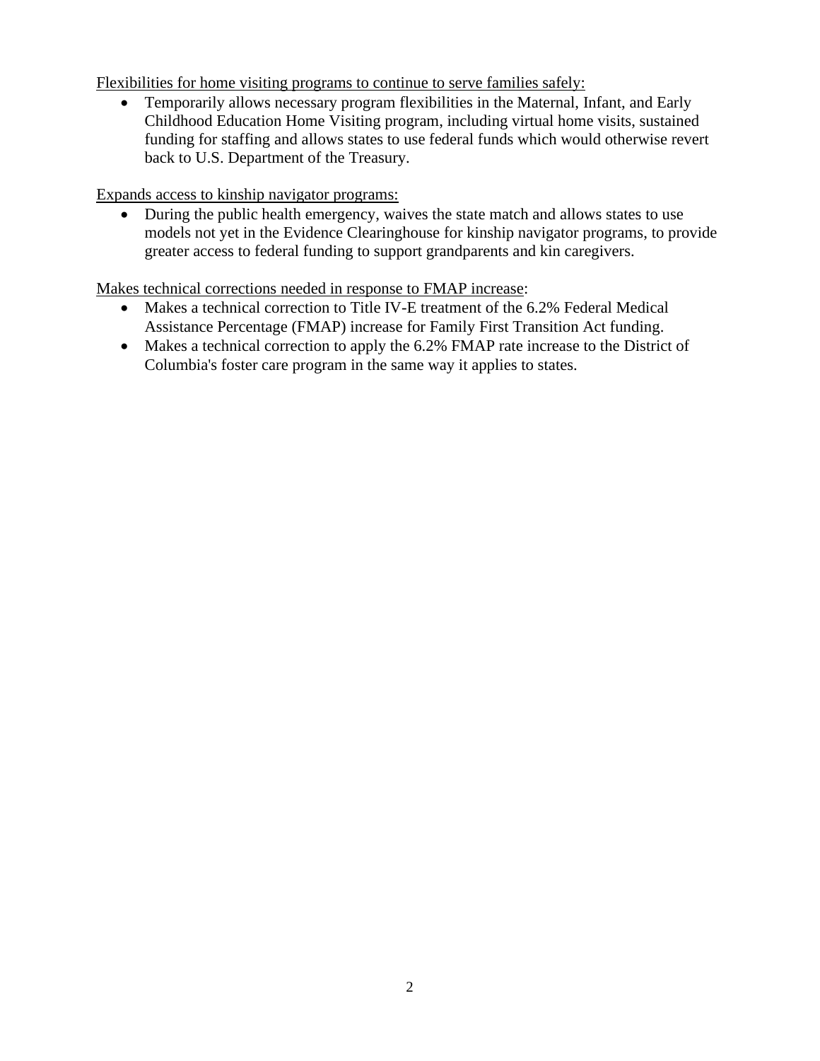Flexibilities for home visiting programs to continue to serve families safely:

- Temporarily allows necessary program flexibilities in the Maternal, Infant, and Early Childhood Education Home Visiting program, including virtual home visits, sustained funding for staffing and allows states to use federal funds which would otherwise revert back to U.S. Department of the Treasury.

Expands access to kinship navigator programs:

- During the public health emergency, waives the state match and allows states to use models not yet in the Evidence Clearinghouse for kinship navigator programs, to provide greater access to federal funding to support grandparents and kin caregivers.

Makes technical corrections needed in response to FMAP increase:

- Makes a technical correction to Title IV-E treatment of the 6.2% Federal Medical Assistance Percentage (FMAP) increase for Family First Transition Act funding.
- Makes a technical correction to apply the 6.2% FMAP rate increase to the District of Columbia's foster care program in the same way it applies to states.